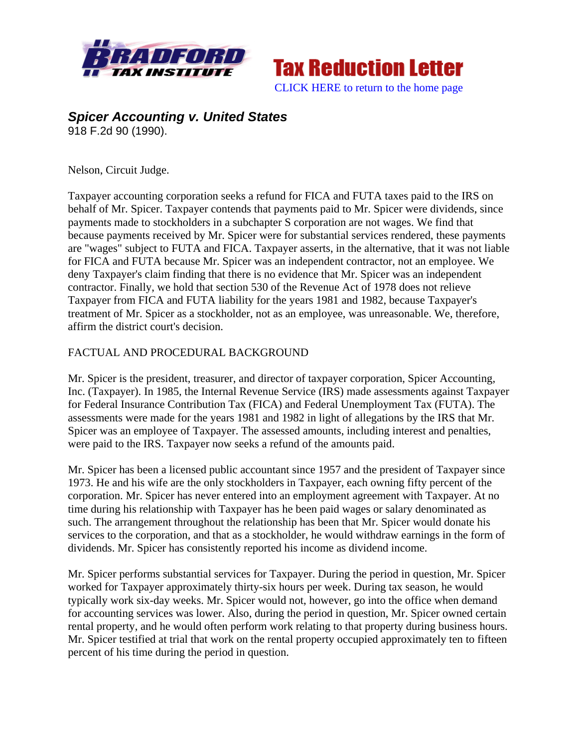**Tax Reduction Letter**

CLICK HERE to return to the home page

### *Spicer Accounting v. United States*

918 F.2d 90 (1990).

Nelson, Circuit Judge.

Taxpayer accounting corporation seeks a refund for FICA and FUTA taxes paid to the IRS on behalf of Mr. Spicer. Taxpayer contends that payments paid to Mr. Spicer were dividends, since payments made to stockholders in a subchapter S corporation are not wages. We find that because payments received by Mr. Spicer were for substantial services rendered, these payments are "wages" subject to FUTA and FICA. Taxpayer asserts, in the alternative, that it was not liable for FICA and FUTA because Mr. Spicer was an independent contractor, not an employee. We deny Taxpayer's claim finding that there is no evidence that Mr. Spicer was an independent contractor. Finally, we hold that section 530 of the Revenue Act of 1978 does not relieve Taxpayer from FICA and FUTA liability for the years 1981 and 1982, because Taxpayer's treatment of Mr. Spicer as a stockholder, not as an employee, was unreasonable. We, therefore, affirm the district court's decision.

FACTUAL AND PROCEDURAL BACKGROUND

Mr. Spicer is the president, treasurer, and director of taxpayer corporation, Spicer Accounting, Inc. (Taxpayer). In 1985, the Internal Revenue Service (IRS) made assessments against Taxpayer for Federal Insurance Contribution Tax (FICA) and Federal Unemployment Tax (FUTA). The assessments were made for the years 1981 and 1982 in light of allegations by the IRS that Mr. Spicer was an employee of Taxpayer. The assessed amounts, including interest and penalties, were paid to the IRS. Taxpayer now seeks a refund of the amounts paid.

Mr. Spicer has been a licensed public accountant since 1957 and the president of Taxpayer since 1973. He and his wife are the only stockholders in Taxpayer, each owning fifty percent of the corporation. Mr. Spicer has never entered into an employment agreement with Taxpayer. At no time during his relationship with Taxpayer has he been paid wages or salary denominated as such. The arrangement throughout the relationship has been that Mr. Spicer would donate his services to the corporation, and that as a stockholder, he would withdraw earnings in the form of dividends. Mr. Spicer has consistently reported his income as dividend income.

Mr. Spicer performs substantial services for Taxpayer. During the period in question, Mr. Spicer worked for Taxpayer approximately thirty-six hours per week. During tax season, he would typically work six-day weeks. Mr. Spicer would not, however, go into the office when demand for accounting services was lower. Also, during the period in question, Mr. Spicer owned certain rental property, and he would often perform work relating to that property during business hours. Mr. Spicer testified at trial that work on the rental property occupied approximately ten to fifteen percent of his time during the period in question.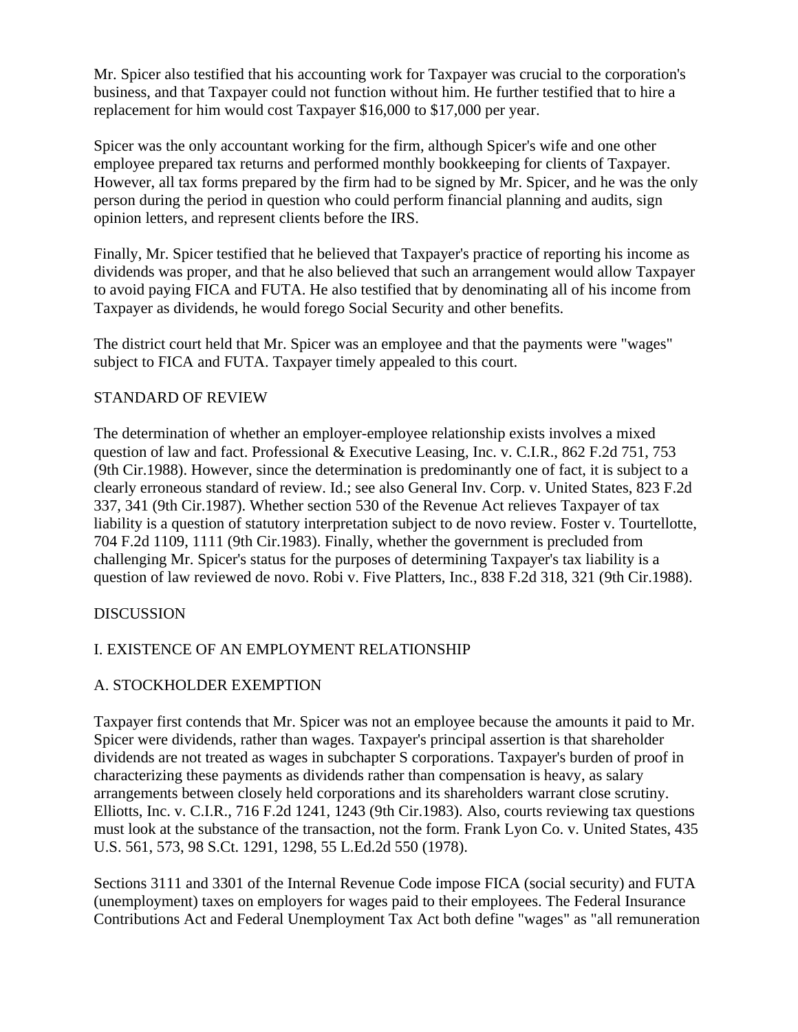Mr. Spicer also testified that his accounting work for Taxpayer was crucial to the corporation's business, and that Taxpayer could not function without him. He further testified that to hire a replacement for him would cost Taxpayer $16,000 to $17,000 per year.

Spicer was the only accountant working for the firm, although Spicer's wife and one other employee prepared tax returns and performed monthly bookkeeping for clients of Taxpayer. However, all tax forms prepared by the firm had to be signed by Mr. Spicer, and he was the only person during the period in question who could perform financial planning and audits, sign opinion letters, and represent clients before the IRS.

Finally, Mr. Spicer testified that he believed that Taxpayer's practice of reporting his income as dividends was proper, and that he also believed that such an arrangement would allow Taxpayer to avoid paying FICA and FUTA. He also testified that by denominating all of his income from Taxpayer as dividends, he would forego Social Security and other benefits.

The district court held that Mr. Spicer was an employee and that the payments were "wages" subject to FICA and FUTA. Taxpayer timely appealed to this court.

## STANDARD OF REVIEW

The determination of whether an employer-employee relationship exists involves a mixed question of law and fact. Professional & Executive Leasing, Inc. v. C.I.R., 862 F.2d 751, 753 (9th Cir.1988). However, since the determination is predominantly one of fact, it is subject to a clearly erroneous standard of review. Id.; see also General Inv. Corp. v. United States, 823 F.2d 337, 341 (9th Cir.1987). Whether section 530 of the Revenue Act relieves Taxpayer of tax liability is a question of statutory interpretation subject to de novo review. Foster v. Tourtellotte, 704 F.2d 1109, 1111 (9th Cir.1983). Finally, whether the government is precluded from challenging Mr. Spicer's status for the purposes of determining Taxpayer's tax liability is a question of law reviewed de novo. Robi v. Five Platters, Inc., 838 F.2d 318, 321 (9th Cir.1988).

## DISCUSSION

### I. EXISTENCE OF AN EMPLOYMENT RELATIONSHIP

#### A. STOCKHOLDER EXEMPTION

Taxpayer first contends that Mr. Spicer was not an employee because the amounts it paid to Mr. Spicer were dividends, rather than wages. Taxpayer's principal assertion is that shareholder dividends are not treated as wages in subchapter S corporations. Taxpayer's burden of proof in characterizing these payments as dividends rather than compensation is heavy, as salary arrangements between closely held corporations and its shareholders warrant close scrutiny. Elliotts, Inc. v. C.I.R., 716 F.2d 1241, 1243 (9th Cir.1983). Also, courts reviewing tax questions must look at the substance of the transaction, not the form. Frank Lyon Co. v. United States, 435 U.S. 561, 573, 98 S.Ct. 1291, 1298, 55 L.Ed.2d 550 (1978).

Sections 3111 and 3301 of the Internal Revenue Code impose FICA (social security) and FUTA (unemployment) taxes on employers for wages paid to their employees. The Federal Insurance Contributions Act and Federal Unemployment Tax Act both define "wages" as "all remuneration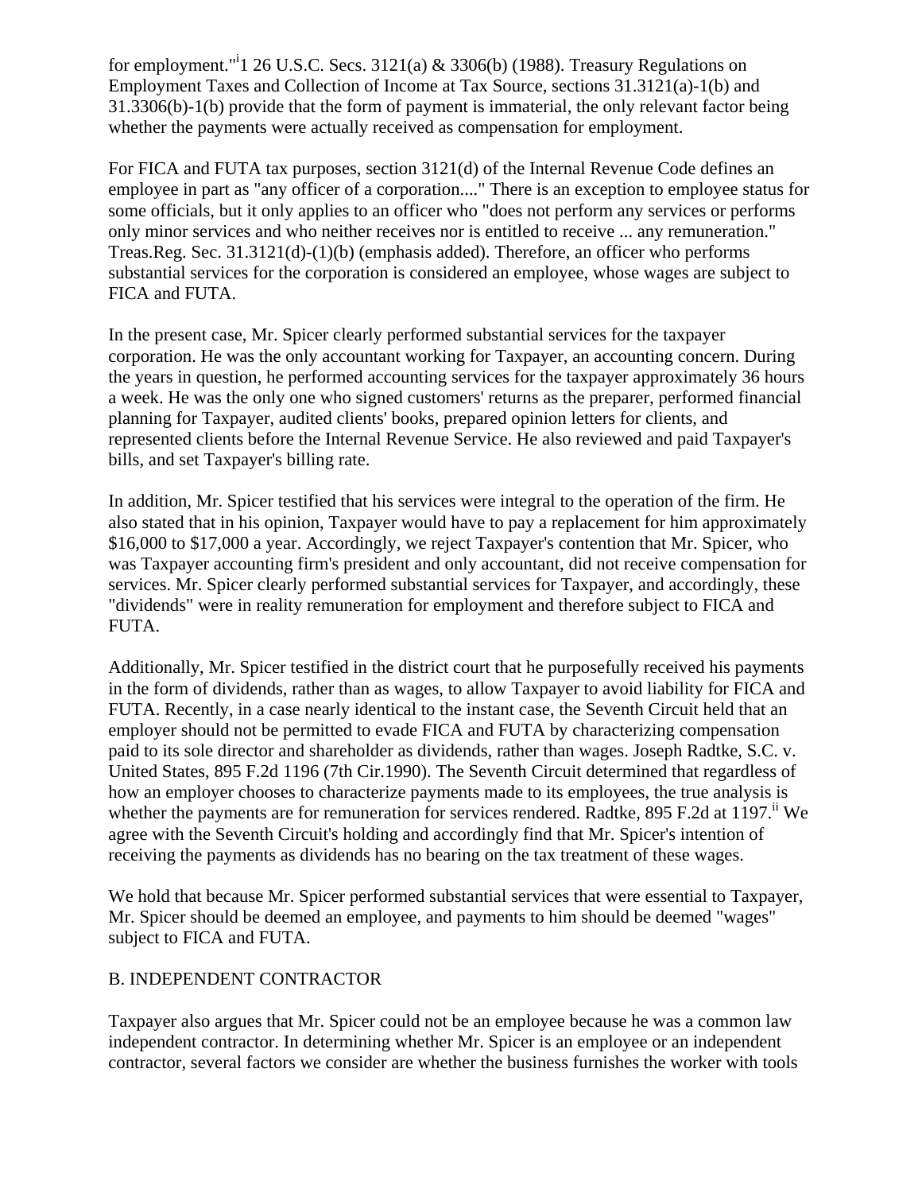for employment."[i]1 26 U.S.C. Secs. 3121(a) & 3306(b) (1988). Treasury Regulations on Employment Taxes and Collection of Income at Tax Source, sections 31.3121(a)-1(b) and 31.3306(b)-1(b) provide that the form of payment is immaterial, the only relevant factor being whether the payments were actually received as compensation for employment.

For FICA and FUTA tax purposes, section 3121(d) of the Internal Revenue Code defines an employee in part as "any officer of a corporation...." There is an exception to employee status for some officials, but it only applies to an officer who "does not perform any services or performs only minor services and who neither receives nor is entitled to receive ... any remuneration." Treas.Reg. Sec. 31.3121(d)-(1)(b) (emphasis added). Therefore, an officer who performs substantial services for the corporation is considered an employee, whose wages are subject to FICA and FUTA.

In the present case, Mr. Spicer clearly performed substantial services for the taxpayer corporation. He was the only accountant working for Taxpayer, an accounting concern. During the years in question, he performed accounting services for the taxpayer approximately 36 hours a week. He was the only one who signed customers' returns as the preparer, performed financial planning for Taxpayer, audited clients' books, prepared opinion letters for clients, and represented clients before the Internal Revenue Service. He also reviewed and paid Taxpayer's bills, and set Taxpayer's billing rate.

In addition, Mr. Spicer testified that his services were integral to the operation of the firm. He also stated that in his opinion, Taxpayer would have to pay a replacement for him approximately $16,000 to $17,000 a year. Accordingly, we reject Taxpayer's contention that Mr. Spicer, who was Taxpayer accounting firm's president and only accountant, did not receive compensation for services. Mr. Spicer clearly performed substantial services for Taxpayer, and accordingly, these "dividends" were in reality remuneration for employment and therefore subject to FICA and FUTA.

Additionally, Mr. Spicer testified in the district court that he purposefully received his payments in the form of dividends, rather than as wages, to allow Taxpayer to avoid liability for FICA and FUTA. Recently, in a case nearly identical to the instant case, the Seventh Circuit held that an employer should not be permitted to evade FICA and FUTA by characterizing compensation paid to its sole director and shareholder as dividends, rather than wages. Joseph Radtke, S.C. v. United States, 895 F.2d 1196 (7th Cir.1990). The Seventh Circuit determined that regardless of how an employer chooses to characterize payments made to its employees, the true analysis is whether the payments are for remuneration for services rendered. Radtke, 895 F.2d at 1197.[ii] We agree with the Seventh Circuit's holding and accordingly find that Mr. Spicer's intention of receiving the payments as dividends has no bearing on the tax treatment of these wages.

We hold that because Mr. Spicer performed substantial services that were essential to Taxpayer, Mr. Spicer should be deemed an employee, and payments to him should be deemed "wages" subject to FICA and FUTA.

## B. INDEPENDENT CONTRACTOR

Taxpayer also argues that Mr. Spicer could not be an employee because he was a common law independent contractor. In determining whether Mr. Spicer is an employee or an independent contractor, several factors we consider are whether the business furnishes the worker with tools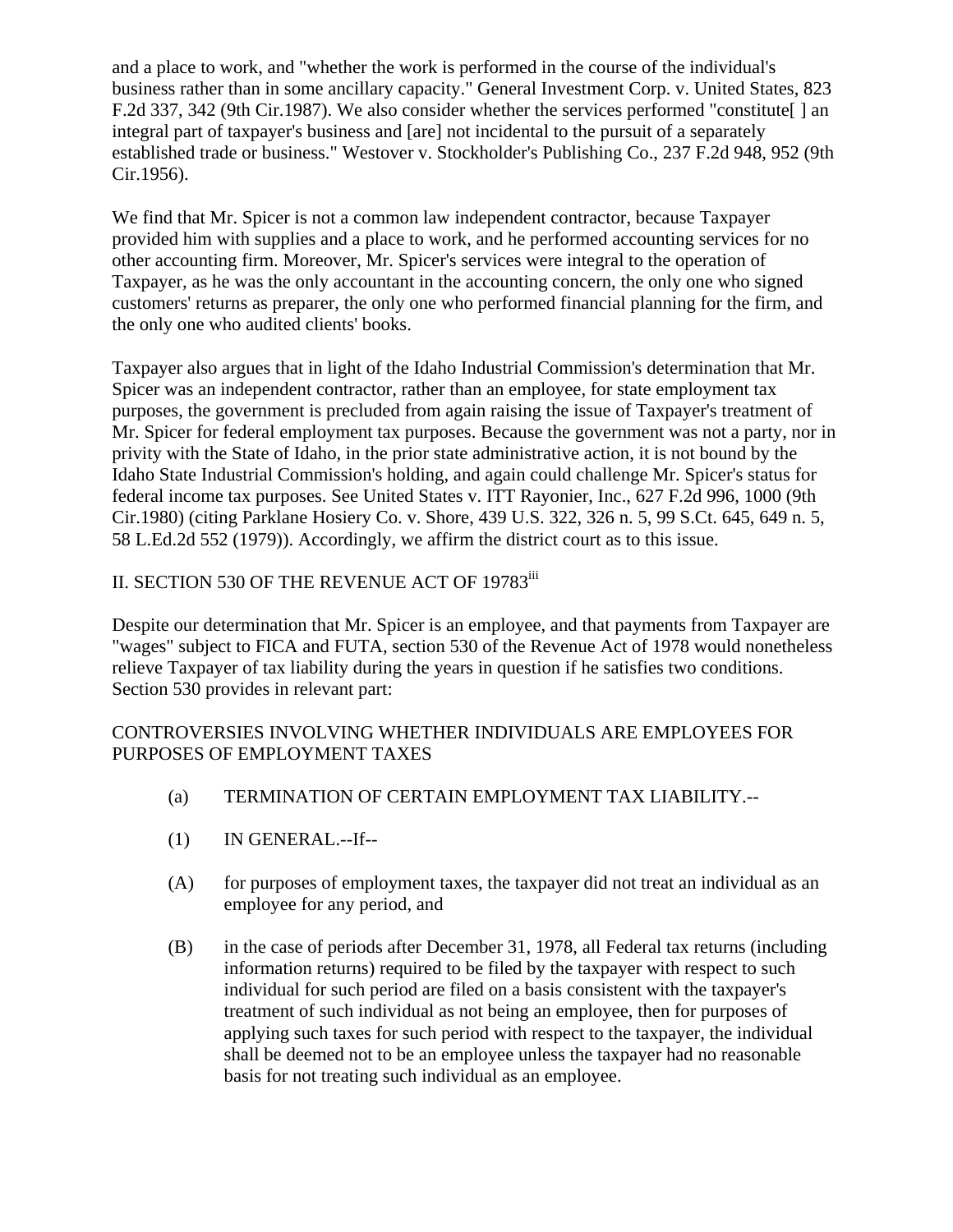and a place to work, and "whether the work is performed in the course of the individual's business rather than in some ancillary capacity." General Investment Corp. v. United States, 823 F.2d 337, 342 (9th Cir.1987). We also consider whether the services performed "constitute[ ] an integral part of taxpayer's business and [are] not incidental to the pursuit of a separately established trade or business." Westover v. Stockholder's Publishing Co., 237 F.2d 948, 952 (9th Cir.1956).

We find that Mr. Spicer is not a common law independent contractor, because Taxpayer provided him with supplies and a place to work, and he performed accounting services for no other accounting firm. Moreover, Mr. Spicer's services were integral to the operation of Taxpayer, as he was the only accountant in the accounting concern, the only one who signed customers' returns as preparer, the only one who performed financial planning for the firm, and the only one who audited clients' books.

Taxpayer also argues that in light of the Idaho Industrial Commission's determination that Mr. Spicer was an independent contractor, rather than an employee, for state employment tax purposes, the government is precluded from again raising the issue of Taxpayer's treatment of Mr. Spicer for federal employment tax purposes. Because the government was not a party, nor in privity with the State of Idaho, in the prior state administrative action, it is not bound by the Idaho State Industrial Commission's holding, and again could challenge Mr. Spicer's status for federal income tax purposes. See United States v. ITT Rayonier, Inc., 627 F.2d 996, 1000 (9th Cir.1980) (citing Parklane Hosiery Co. v. Shore, 439 U.S. 322, 326 n. 5, 99 S.Ct. 645, 649 n. 5, 58 L.Ed.2d 552 (1979)). Accordingly, we affirm the district court as to this issue.

## II. SECTION 530 OF THE REVENUE ACT OF 19783[iii]

Despite our determination that Mr. Spicer is an employee, and that payments from Taxpayer are "wages" subject to FICA and FUTA, section 530 of the Revenue Act of 1978 would nonetheless relieve Taxpayer of tax liability during the years in question if he satisfies two conditions. Section 530 provides in relevant part:

CONTROVERSIES INVOLVING WHETHER INDIVIDUALS ARE EMPLOYEES FOR PURPOSES OF EMPLOYMENT TAXES

(a) TERMINATION OF CERTAIN EMPLOYMENT TAX LIABILITY.--

(1) IN GENERAL.--If--

(A) for purposes of employment taxes, the taxpayer did not treat an individual as an employee for any period, and

(B) in the case of periods after December 31, 1978, all Federal tax returns (including information returns) required to be filed by the taxpayer with respect to such individual for such period are filed on a basis consistent with the taxpayer's treatment of such individual as not being an employee, then for purposes of applying such taxes for such period with respect to the taxpayer, the individual shall be deemed not to be an employee unless the taxpayer had no reasonable basis for not treating such individual as an employee.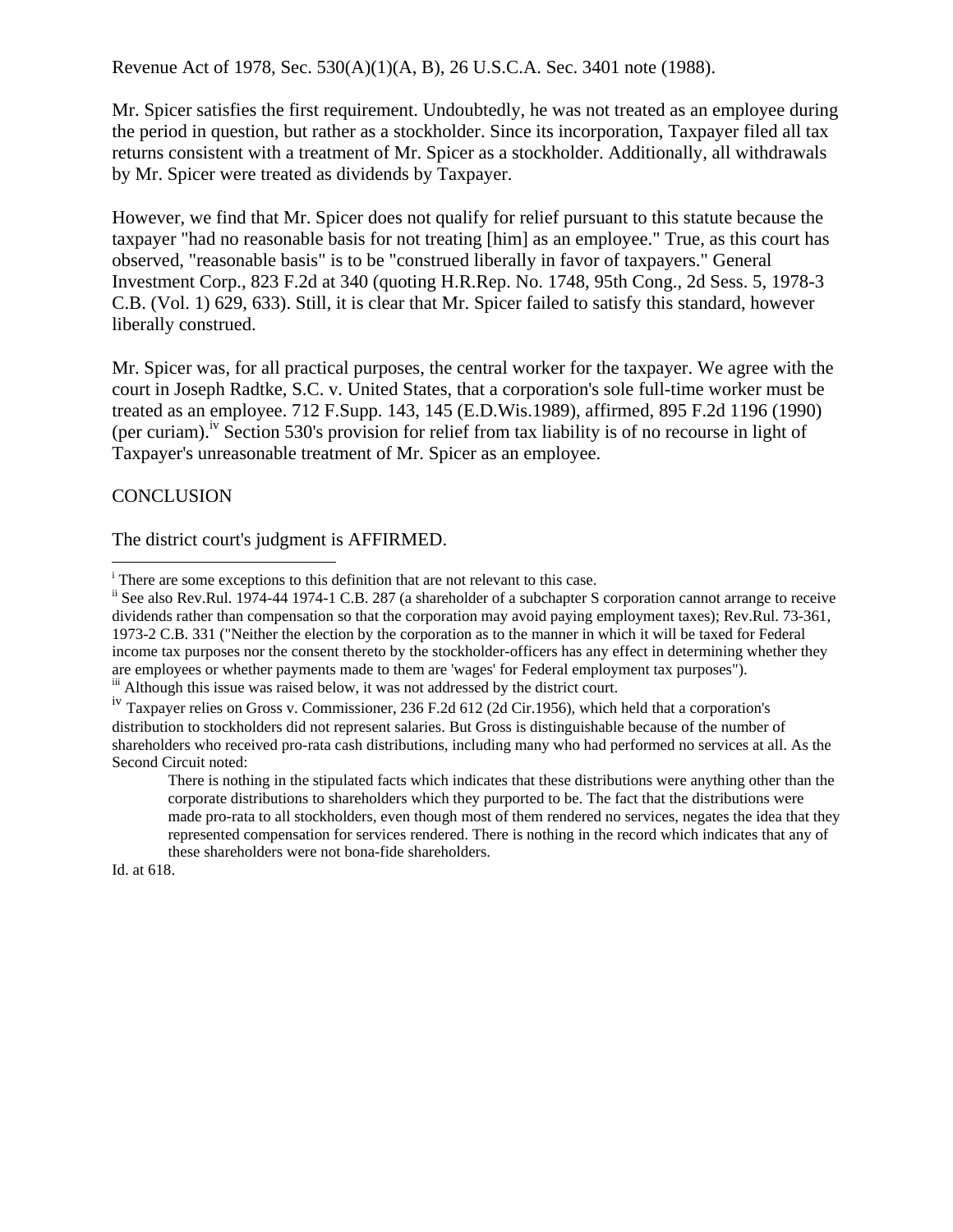Revenue Act of 1978, Sec. 530(A)(1)(A, B), 26 U.S.C.A. Sec. 3401 note (1988).

Mr. Spicer satisfies the first requirement. Undoubtedly, he was not treated as an employee during the period in question, but rather as a stockholder. Since its incorporation, Taxpayer filed all tax returns consistent with a treatment of Mr. Spicer as a stockholder. Additionally, all withdrawals by Mr. Spicer were treated as dividends by Taxpayer.

However, we find that Mr. Spicer does not qualify for relief pursuant to this statute because the taxpayer "had no reasonable basis for not treating [him] as an employee." True, as this court has observed, "reasonable basis" is to be "construed liberally in favor of taxpayers." General Investment Corp., 823 F.2d at 340 (quoting H.R.Rep. No. 1748, 95th Cong., 2d Sess. 5, 1978-3 C.B. (Vol. 1) 629, 633). Still, it is clear that Mr. Spicer failed to satisfy this standard, however liberally construed.

Mr. Spicer was, for all practical purposes, the central worker for the taxpayer. We agree with the court in Joseph Radtke, S.C. v. United States, that a corporation's sole full-time worker must be treated as an employee. 712 F.Supp. 143, 145 (E.D.Wis.1989), affirmed, 895 F.2d 1196 (1990) (per curiam).[iv] Section 530's provision for relief from tax liability is of no recourse in light of Taxpayer's unreasonable treatment of Mr. Spicer as an employee.

CONCLUSION

The district court's judgment is AFFIRMED.

---

[i] There are some exceptions to this definition that are not relevant to this case.

[ii] See also Rev.Rul. 1974-44 1974-1 C.B. 287 (a shareholder of a subchapter S corporation cannot arrange to receive dividends rather than compensation so that the corporation may avoid paying employment taxes); Rev.Rul. 73-361, 1973-2 C.B. 331 ("Neither the election by the corporation as to the manner in which it will be taxed for Federal income tax purposes nor the consent thereto by the stockholder-officers has any effect in determining whether they are employees or whether payments made to them are 'wages' for Federal employment tax purposes").

[iii] Although this issue was raised below, it was not addressed by the district court.

[iv] Taxpayer relies on Gross v. Commissioner, 236 F.2d 612 (2d Cir.1956), which held that a corporation's distribution to stockholders did not represent salaries. But Gross is distinguishable because of the number of shareholders who received pro-rata cash distributions, including many who had performed no services at all. As the Second Circuit noted:

> There is nothing in the stipulated facts which indicates that these distributions were anything other than the corporate distributions to shareholders which they purported to be. The fact that the distributions were made pro-rata to all stockholders, even though most of them rendered no services, negates the idea that they represented compensation for services rendered. There is nothing in the record which indicates that any of these shareholders were not bona-fide shareholders.

Id. at 618.